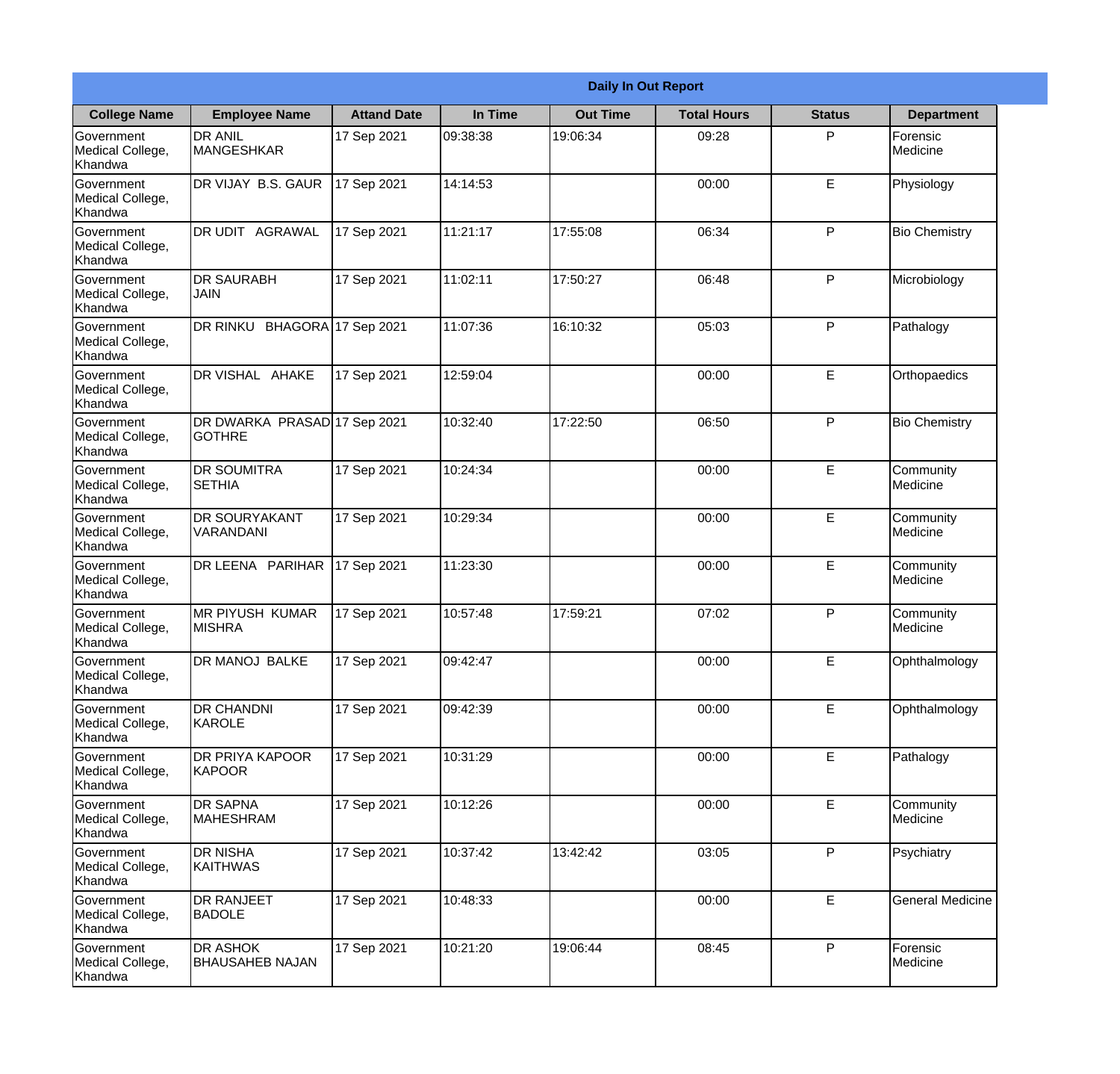| Daily In Out Report | | | | | | | |
|---|---|---|---|---|---|---|---|
| **College Name** | **Employee Name** | **Attand Date** | **In Time** | **Out Time** | **Total Hours** | **Status** | **Department** |
| Government Medical College, Khandwa | DR ANIL MANGESHKAR | 17 Sep 2021 | 09:38:38 | 19:06:34 | 09:28 | P | Forensic Medicine |
| Government Medical College, Khandwa | DR VIJAY B.S. GAUR | 17 Sep 2021 | 14:14:53 | | 00:00 | E | Physiology |
| Government Medical College, Khandwa | DR UDIT AGRAWAL | 17 Sep 2021 | 11:21:17 | 17:55:08 | 06:34 | P | Bio Chemistry |
| Government Medical College, Khandwa | DR SAURABH JAIN | 17 Sep 2021 | 11:02:11 | 17:50:27 | 06:48 | P | Microbiology |
| Government Medical College, Khandwa | DR RINKU BHAGORA | 17 Sep 2021 | 11:07:36 | 16:10:32 | 05:03 | P | Pathalogy |
| Government Medical College, Khandwa | DR VISHAL AHAKE | 17 Sep 2021 | 12:59:04 | | 00:00 | E | Orthopaedics |
| Government Medical College, Khandwa | DR DWARKA PRASAD GOTHRE | 17 Sep 2021 | 10:32:40 | 17:22:50 | 06:50 | P | Bio Chemistry |
| Government Medical College, Khandwa | DR SOUMITRA SETHIA | 17 Sep 2021 | 10:24:34 | | 00:00 | E | Community Medicine |
| Government Medical College, Khandwa | DR SOURYAKANT VARANDANI | 17 Sep 2021 | 10:29:34 | | 00:00 | E | Community Medicine |
| Government Medical College, Khandwa | DR LEENA PARIHAR | 17 Sep 2021 | 11:23:30 | | 00:00 | E | Community Medicine |
| Government Medical College, Khandwa | MR PIYUSH KUMAR MISHRA | 17 Sep 2021 | 10:57:48 | 17:59:21 | 07:02 | P | Community Medicine |
| Government Medical College, Khandwa | DR MANOJ BALKE | 17 Sep 2021 | 09:42:47 | | 00:00 | E | Ophthalmology |
| Government Medical College, Khandwa | DR CHANDNI KAROLE | 17 Sep 2021 | 09:42:39 | | 00:00 | E | Ophthalmology |
| Government Medical College, Khandwa | DR PRIYA KAPOOR KAPOOR | 17 Sep 2021 | 10:31:29 | | 00:00 | E | Pathalogy |
| Government Medical College, Khandwa | DR SAPNA MAHESHRAM | 17 Sep 2021 | 10:12:26 | | 00:00 | E | Community Medicine |
| Government Medical College, Khandwa | DR NISHA KAITHWAS | 17 Sep 2021 | 10:37:42 | 13:42:42 | 03:05 | P | Psychiatry |
| Government Medical College, Khandwa | DR RANJEET BADOLE | 17 Sep 2021 | 10:48:33 | | 00:00 | E | General Medicine |
| Government Medical College, Khandwa | DR ASHOK BHAUSAHEB NAJAN | 17 Sep 2021 | 10:21:20 | 19:06:44 | 08:45 | P | Forensic Medicine |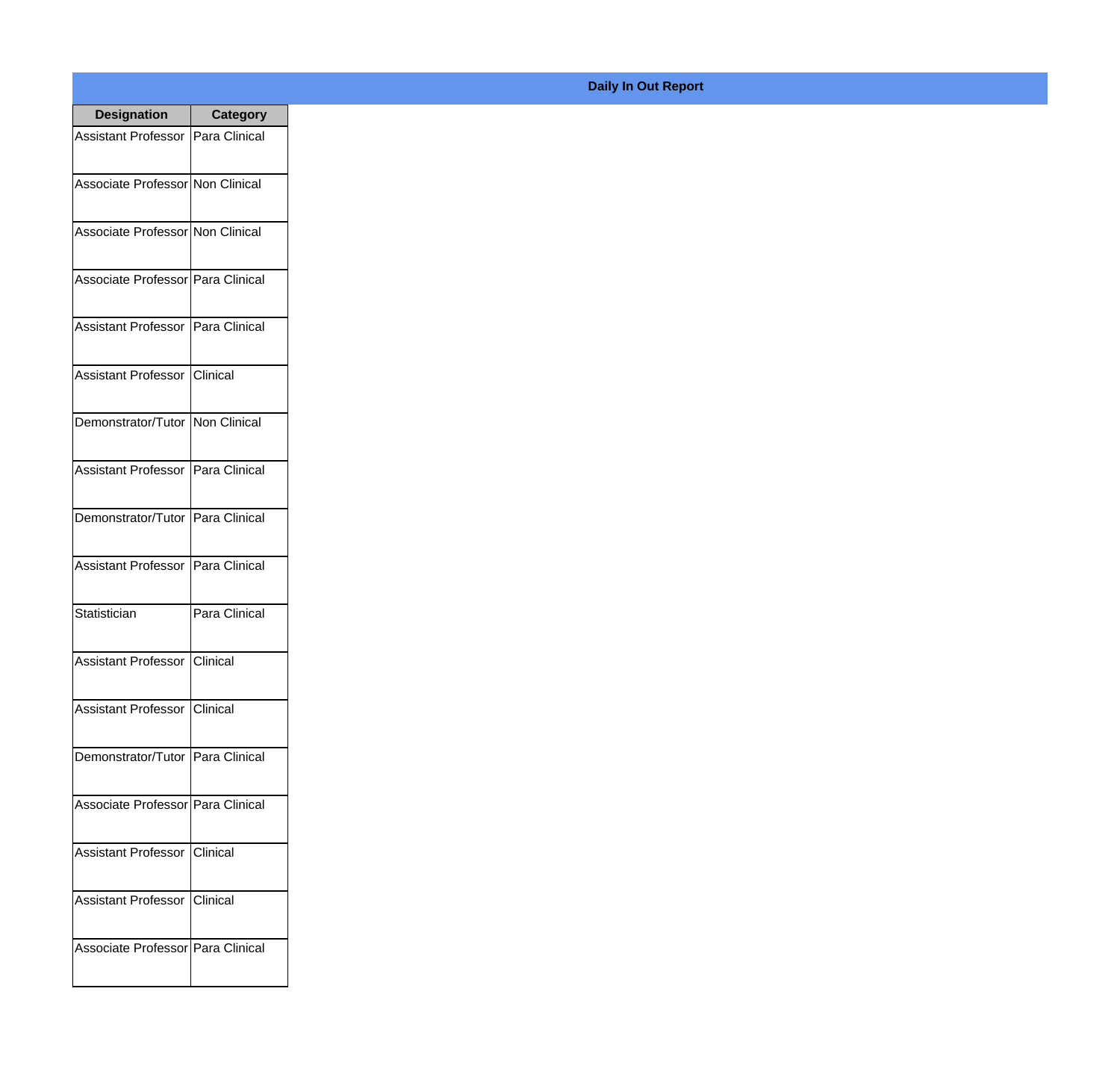**Daily In Out Report**

| Designation | Category |
|---|---|
| Assistant Professor | Para Clinical |
| Associate Professor | Non Clinical |
| Associate Professor | Non Clinical |
| Associate Professor | Para Clinical |
| Assistant Professor | Para Clinical |
| Assistant Professor | Clinical |
| Demonstrator/Tutor | Non Clinical |
| Assistant Professor | Para Clinical |
| Demonstrator/Tutor | Para Clinical |
| Assistant Professor | Para Clinical |
| Statistician | Para Clinical |
| Assistant Professor | Clinical |
| Assistant Professor | Clinical |
| Demonstrator/Tutor | Para Clinical |
| Associate Professor | Para Clinical |
| Assistant Professor | Clinical |
| Assistant Professor | Clinical |
| Associate Professor | Para Clinical |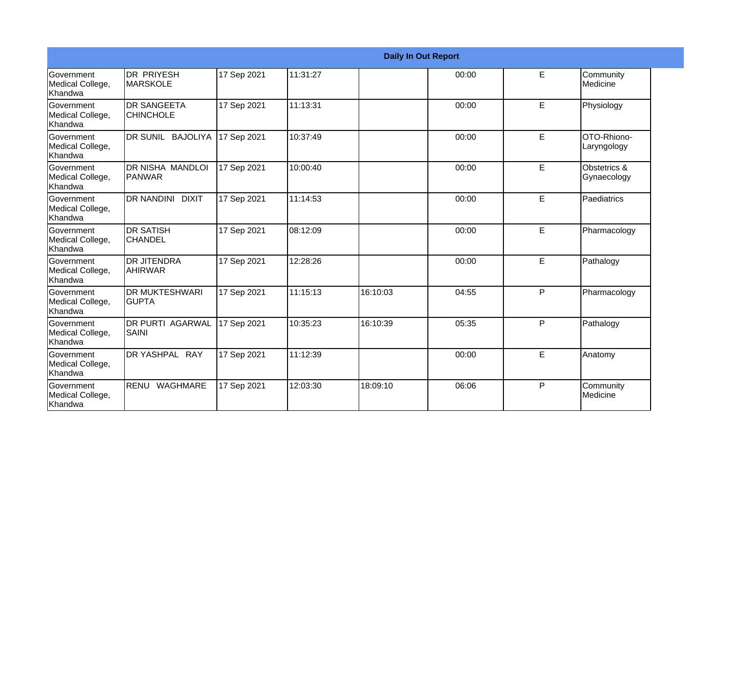| Daily In Out Report | | | | | | | |
|---|---|---|---|---|---|---|---|
| Government Medical College, Khandwa | DR PRIYESH MARSKOLE | 17 Sep 2021 | 11:31:27 | | 00:00 | E | Community Medicine |
| Government Medical College, Khandwa | DR SANGEETA CHINCHOLE | 17 Sep 2021 | 11:13:31 | | 00:00 | E | Physiology |
| Government Medical College, Khandwa | DR SUNIL BAJOLIYA | 17 Sep 2021 | 10:37:49 | | 00:00 | E | OTO-Rhiono-Laryngology |
| Government Medical College, Khandwa | DR NISHA MANDLOI PANWAR | 17 Sep 2021 | 10:00:40 | | 00:00 | E | Obstetrics & Gynaecology |
| Government Medical College, Khandwa | DR NANDINI DIXIT | 17 Sep 2021 | 11:14:53 | | 00:00 | E | Paediatrics |
| Government Medical College, Khandwa | DR SATISH CHANDEL | 17 Sep 2021 | 08:12:09 | | 00:00 | E | Pharmacology |
| Government Medical College, Khandwa | DR JITENDRA AHIRWAR | 17 Sep 2021 | 12:28:26 | | 00:00 | E | Pathalogy |
| Government Medical College, Khandwa | DR MUKTESHWARI GUPTA | 17 Sep 2021 | 11:15:13 | 16:10:03 | 04:55 | P | Pharmacology |
| Government Medical College, Khandwa | DR PURTI AGARWAL SAINI | 17 Sep 2021 | 10:35:23 | 16:10:39 | 05:35 | P | Pathalogy |
| Government Medical College, Khandwa | DR YASHPAL RAY | 17 Sep 2021 | 11:12:39 | | 00:00 | E | Anatomy |
| Government Medical College, Khandwa | RENU WAGHMARE | 17 Sep 2021 | 12:03:30 | 18:09:10 | 06:06 | P | Community Medicine |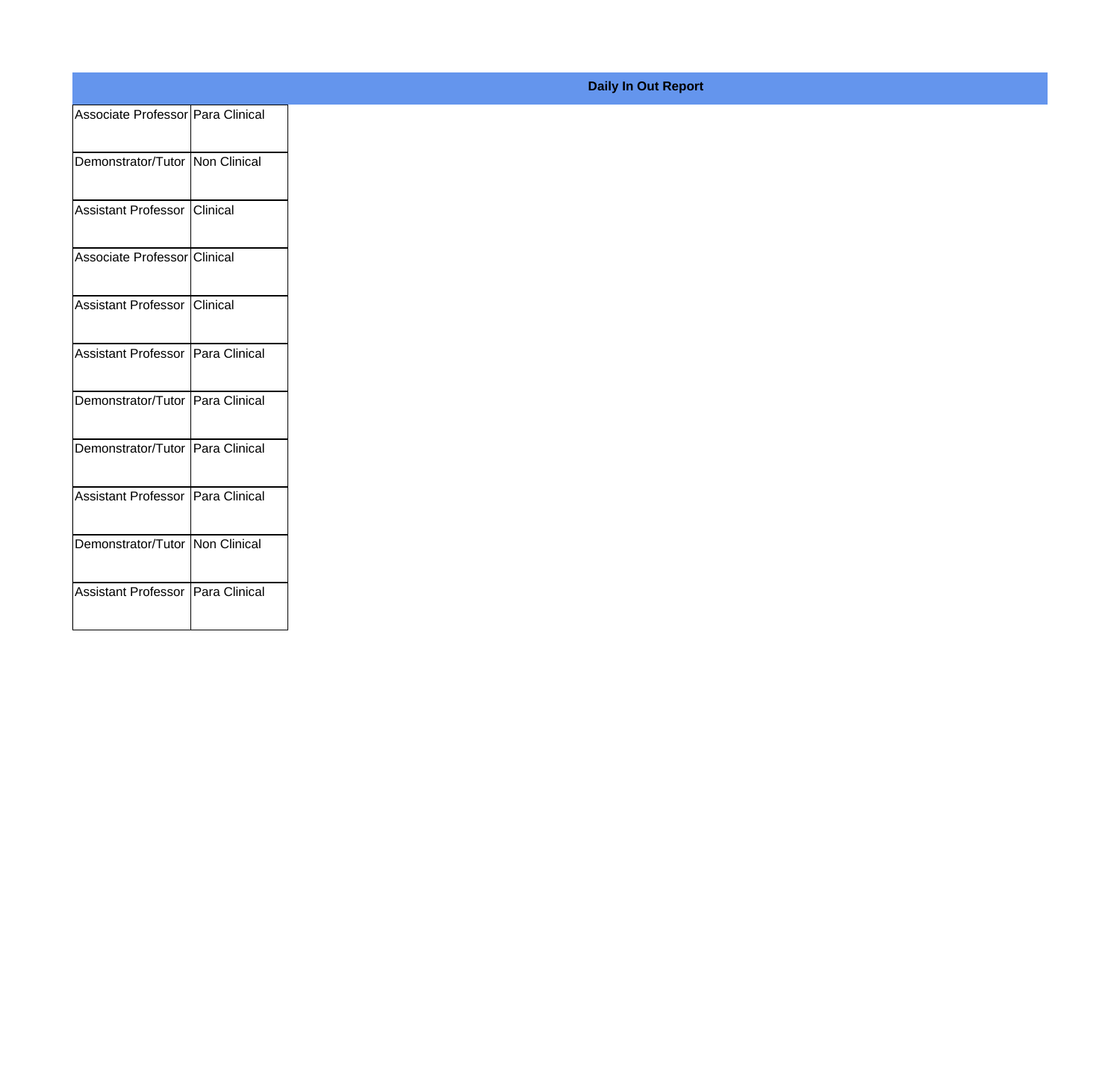**Daily In Out Report**

| | |
|---|---|
| Associate Professor | Para Clinical |
| Demonstrator/Tutor | Non Clinical |
| Assistant Professor | Clinical |
| Associate Professor | Clinical |
| Assistant Professor | Clinical |
| Assistant Professor | Para Clinical |
| Demonstrator/Tutor | Para Clinical |
| Demonstrator/Tutor | Para Clinical |
| Assistant Professor | Para Clinical |
| Demonstrator/Tutor | Non Clinical |
| Assistant Professor | Para Clinical |